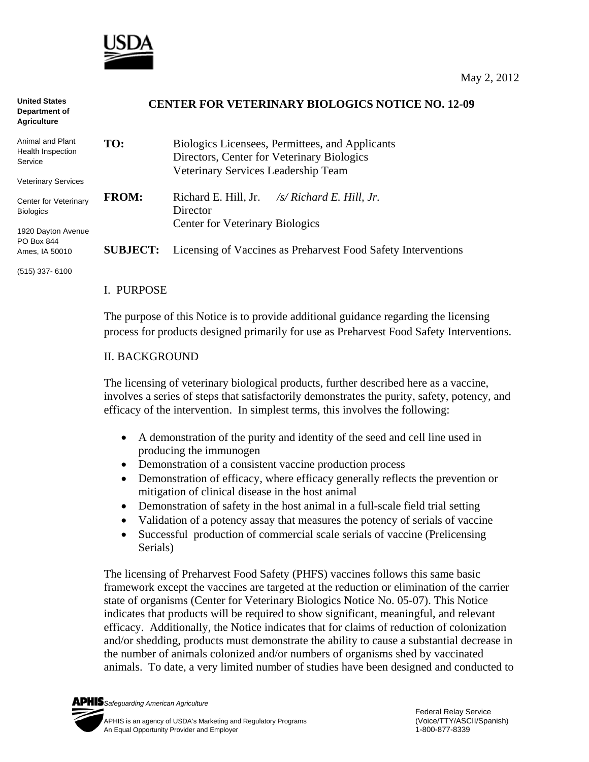USDA

May 2, 2012

United States Department of Agriculture

Animal and Plant Health Inspection Service

Veterinary Services

Center for Veterinary Biologics

1920 Dayton Avenue
PO Box 844
Ames, IA 50010

(515) 337- 6100

# CENTER FOR VETERINARY BIOLOGICS NOTICE NO. 12-09

**TO:** Biologics Licensees, Permittees, and Applicants
Directors, Center for Veterinary Biologics
Veterinary Services Leadership Team

**FROM:** Richard E. Hill, Jr. */s/ Richard E. Hill, Jr.*
Director
Center for Veterinary Biologics

**SUBJECT:** Licensing of Vaccines as Preharvest Food Safety Interventions

## I. PURPOSE

The purpose of this Notice is to provide additional guidance regarding the licensing process for products designed primarily for use as Preharvest Food Safety Interventions.

## II. BACKGROUND

The licensing of veterinary biological products, further described here as a vaccine, involves a series of steps that satisfactorily demonstrates the purity, safety, potency, and efficacy of the intervention. In simplest terms, this involves the following:

- A demonstration of the purity and identity of the seed and cell line used in producing the immunogen
- Demonstration of a consistent vaccine production process
- Demonstration of efficacy, where efficacy generally reflects the prevention or mitigation of clinical disease in the host animal
- Demonstration of safety in the host animal in a full-scale field trial setting
- Validation of a potency assay that measures the potency of serials of vaccine
- Successful production of commercial scale serials of vaccine (Prelicensing Serials)

The licensing of Preharvest Food Safety (PHFS) vaccines follows this same basic framework except the vaccines are targeted at the reduction or elimination of the carrier state of organisms (Center for Veterinary Biologics Notice No. 05-07). This Notice indicates that products will be required to show significant, meaningful, and relevant efficacy. Additionally, the Notice indicates that for claims of reduction of colonization and/or shedding, products must demonstrate the ability to cause a substantial decrease in the number of animals colonized and/or numbers of organisms shed by vaccinated animals. To date, a very limited number of studies have been designed and conducted to

APHIS *Safeguarding American Agriculture*
APHIS is an agency of USDA's Marketing and Regulatory Programs
An Equal Opportunity Provider and Employer

Federal Relay Service
(Voice/TTY/ASCII/Spanish)
1-800-877-8339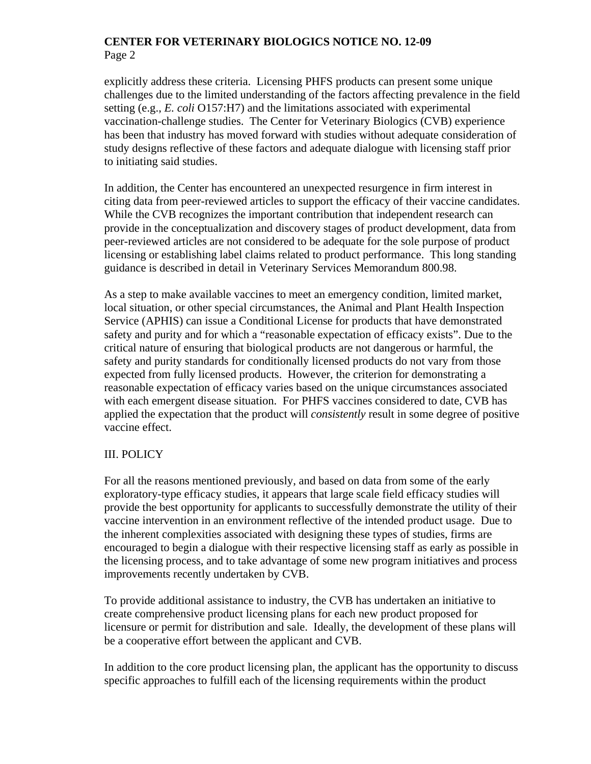explicitly address these criteria. Licensing PHFS products can present some unique challenges due to the limited understanding of the factors affecting prevalence in the field setting (e.g., *E. coli* O157:H7) and the limitations associated with experimental vaccination-challenge studies. The Center for Veterinary Biologics (CVB) experience has been that industry has moved forward with studies without adequate consideration of study designs reflective of these factors and adequate dialogue with licensing staff prior to initiating said studies.

In addition, the Center has encountered an unexpected resurgence in firm interest in citing data from peer-reviewed articles to support the efficacy of their vaccine candidates. While the CVB recognizes the important contribution that independent research can provide in the conceptualization and discovery stages of product development, data from peer-reviewed articles are not considered to be adequate for the sole purpose of product licensing or establishing label claims related to product performance. This long standing guidance is described in detail in Veterinary Services Memorandum 800.98.

As a step to make available vaccines to meet an emergency condition, limited market, local situation, or other special circumstances, the Animal and Plant Health Inspection Service (APHIS) can issue a Conditional License for products that have demonstrated safety and purity and for which a "reasonable expectation of efficacy exists". Due to the critical nature of ensuring that biological products are not dangerous or harmful, the safety and purity standards for conditionally licensed products do not vary from those expected from fully licensed products. However, the criterion for demonstrating a reasonable expectation of efficacy varies based on the unique circumstances associated with each emergent disease situation. For PHFS vaccines considered to date, CVB has applied the expectation that the product will *consistently* result in some degree of positive vaccine effect.

## III. POLICY

For all the reasons mentioned previously, and based on data from some of the early exploratory-type efficacy studies, it appears that large scale field efficacy studies will provide the best opportunity for applicants to successfully demonstrate the utility of their vaccine intervention in an environment reflective of the intended product usage. Due to the inherent complexities associated with designing these types of studies, firms are encouraged to begin a dialogue with their respective licensing staff as early as possible in the licensing process, and to take advantage of some new program initiatives and process improvements recently undertaken by CVB.

To provide additional assistance to industry, the CVB has undertaken an initiative to create comprehensive product licensing plans for each new product proposed for licensure or permit for distribution and sale. Ideally, the development of these plans will be a cooperative effort between the applicant and CVB.

In addition to the core product licensing plan, the applicant has the opportunity to discuss specific approaches to fulfill each of the licensing requirements within the product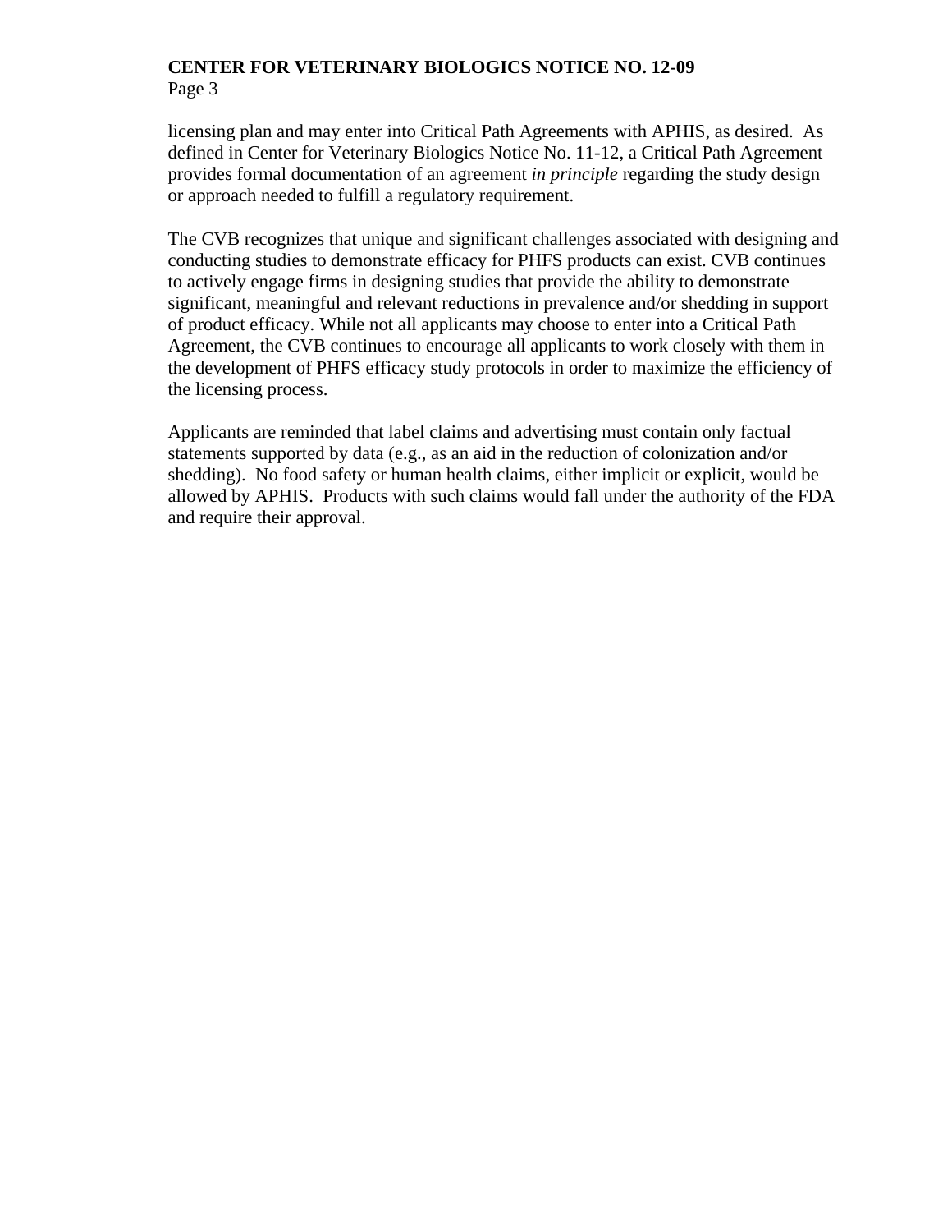licensing plan and may enter into Critical Path Agreements with APHIS, as desired. As defined in Center for Veterinary Biologics Notice No. 11-12, a Critical Path Agreement provides formal documentation of an agreement *in principle* regarding the study design or approach needed to fulfill a regulatory requirement.

The CVB recognizes that unique and significant challenges associated with designing and conducting studies to demonstrate efficacy for PHFS products can exist. CVB continues to actively engage firms in designing studies that provide the ability to demonstrate significant, meaningful and relevant reductions in prevalence and/or shedding in support of product efficacy. While not all applicants may choose to enter into a Critical Path Agreement, the CVB continues to encourage all applicants to work closely with them in the development of PHFS efficacy study protocols in order to maximize the efficiency of the licensing process.

Applicants are reminded that label claims and advertising must contain only factual statements supported by data (e.g., as an aid in the reduction of colonization and/or shedding). No food safety or human health claims, either implicit or explicit, would be allowed by APHIS. Products with such claims would fall under the authority of the FDA and require their approval.